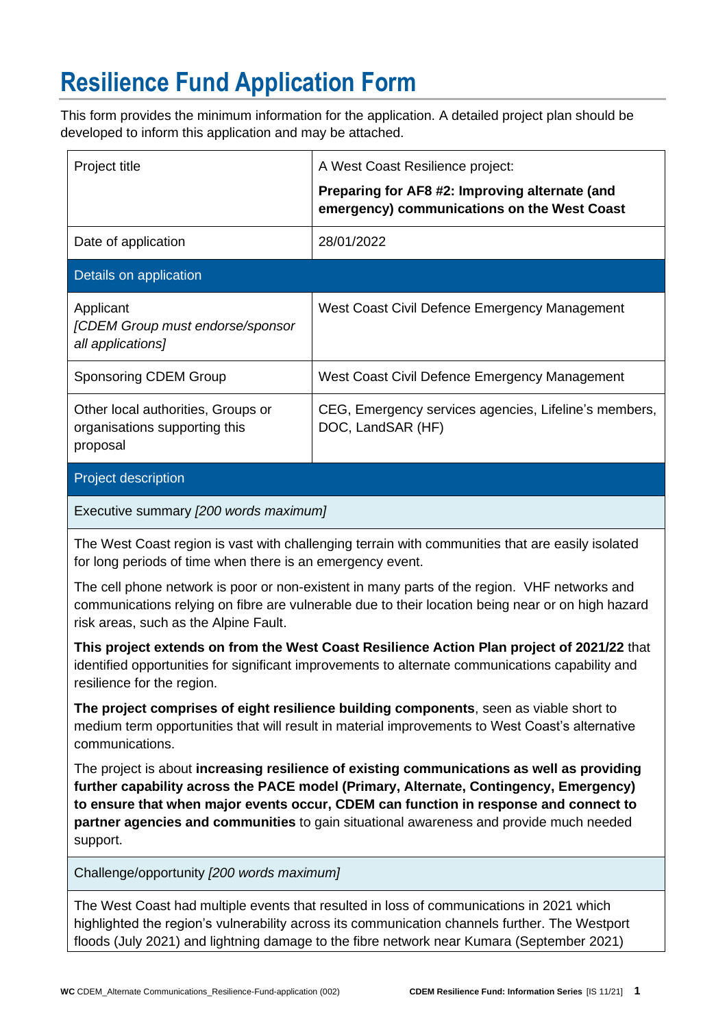# Resilience Fund Application Form

This form provides the minimum information for the application. A detailed project plan should be developed to inform this application and may be attached.

| Project title | A West Coast Resilience project: **Preparing for AF8 #2: Improving alternate (and emergency) communications on the West Coast** |
|---|---|
| Date of application | 28/01/2022 |
| **Details on application** | |
| Applicant *[CDEM Group must endorse/sponsor all applications]* | West Coast Civil Defence Emergency Management |
| Sponsoring CDEM Group | West Coast Civil Defence Emergency Management |
| Other local authorities, Groups or organisations supporting this proposal | CEG, Emergency services agencies, Lifeline's members, DOC, LandSAR (HF) |

## Project description

Executive summary *[200 words maximum]*

The West Coast region is vast with challenging terrain with communities that are easily isolated for long periods of time when there is an emergency event.

The cell phone network is poor or non-existent in many parts of the region. VHF networks and communications relying on fibre are vulnerable due to their location being near or on high hazard risk areas, such as the Alpine Fault.

**This project extends on from the West Coast Resilience Action Plan project of 2021/22** that identified opportunities for significant improvements to alternate communications capability and resilience for the region.

**The project comprises of eight resilience building components**, seen as viable short to medium term opportunities that will result in material improvements to West Coast's alternative communications.

The project is about **increasing resilience of existing communications as well as providing further capability across the PACE model (Primary, Alternate, Contingency, Emergency) to ensure that when major events occur, CDEM can function in response and connect to partner agencies and communities** to gain situational awareness and provide much needed support.

Challenge/opportunity *[200 words maximum]*

The West Coast had multiple events that resulted in loss of communications in 2021 which highlighted the region's vulnerability across its communication channels further. The Westport floods (July 2021) and lightning damage to the fibre network near Kumara (September 2021)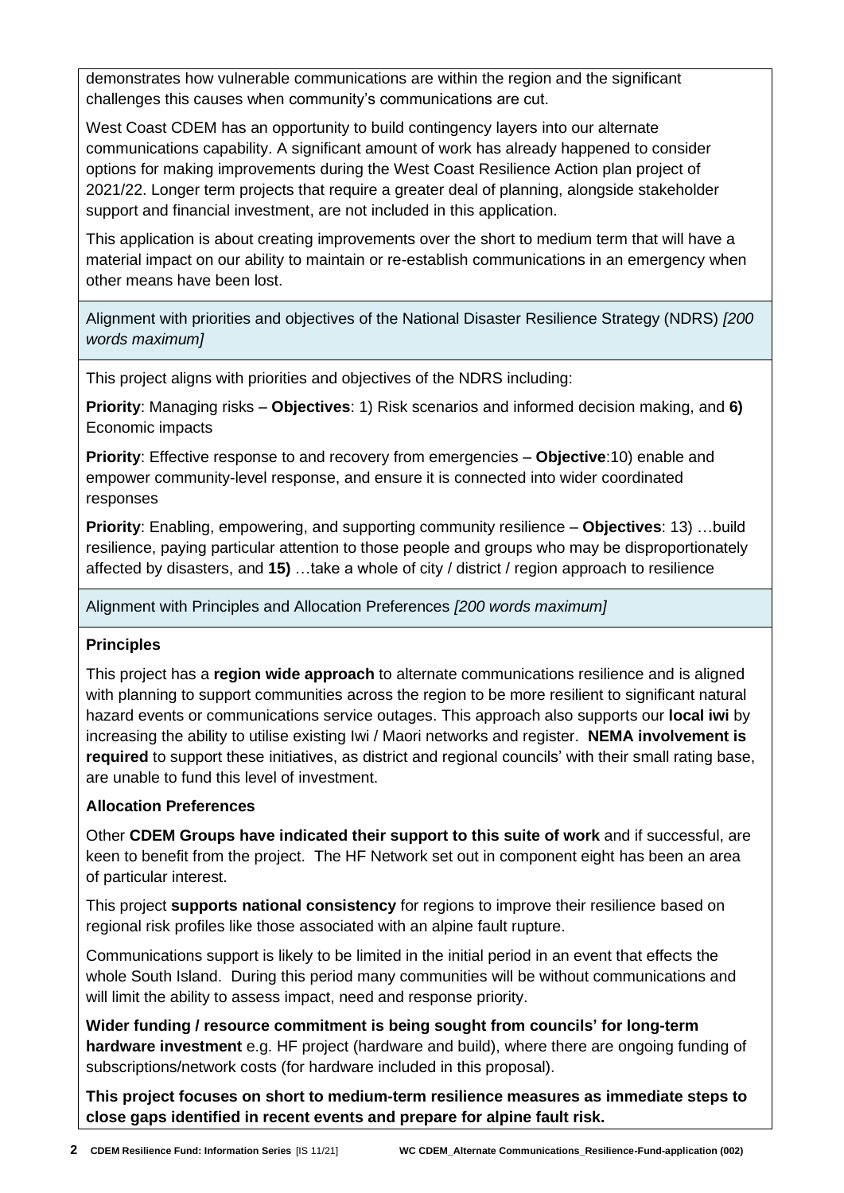demonstrates how vulnerable communications are within the region and the significant challenges this causes when community's communications are cut.

West Coast CDEM has an opportunity to build contingency layers into our alternate communications capability. A significant amount of work has already happened to consider options for making improvements during the West Coast Resilience Action plan project of 2021/22. Longer term projects that require a greater deal of planning, alongside stakeholder support and financial investment, are not included in this application.

This application is about creating improvements over the short to medium term that will have a material impact on our ability to maintain or re-establish communications in an emergency when other means have been lost.

Alignment with priorities and objectives of the National Disaster Resilience Strategy (NDRS) *[200 words maximum]*

This project aligns with priorities and objectives of the NDRS including:

**Priority**: Managing risks – **Objectives**: 1) Risk scenarios and informed decision making, and **6)** Economic impacts

**Priority**: Effective response to and recovery from emergencies – **Objective**:10) enable and empower community-level response, and ensure it is connected into wider coordinated responses

**Priority**: Enabling, empowering, and supporting community resilience – **Objectives**: 13) …build resilience, paying particular attention to those people and groups who may be disproportionately affected by disasters, and **15)** …take a whole of city / district / region approach to resilience

Alignment with Principles and Allocation Preferences *[200 words maximum]*

**Principles**

This project has a **region wide approach** to alternate communications resilience and is aligned with planning to support communities across the region to be more resilient to significant natural hazard events or communications service outages. This approach also supports our **local iwi** by increasing the ability to utilise existing Iwi / Maori networks and register. **NEMA involvement is required** to support these initiatives, as district and regional councils' with their small rating base, are unable to fund this level of investment.

**Allocation Preferences**

Other **CDEM Groups have indicated their support to this suite of work** and if successful, are keen to benefit from the project. The HF Network set out in component eight has been an area of particular interest.

This project **supports national consistency** for regions to improve their resilience based on regional risk profiles like those associated with an alpine fault rupture.

Communications support is likely to be limited in the initial period in an event that effects the whole South Island. During this period many communities will be without communications and will limit the ability to assess impact, need and response priority.

**Wider funding / resource commitment is being sought from councils' for long-term hardware investment** e.g. HF project (hardware and build), where there are ongoing funding of subscriptions/network costs (for hardware included in this proposal).

**This project focuses on short to medium-term resilience measures as immediate steps to close gaps identified in recent events and prepare for alpine fault risk.**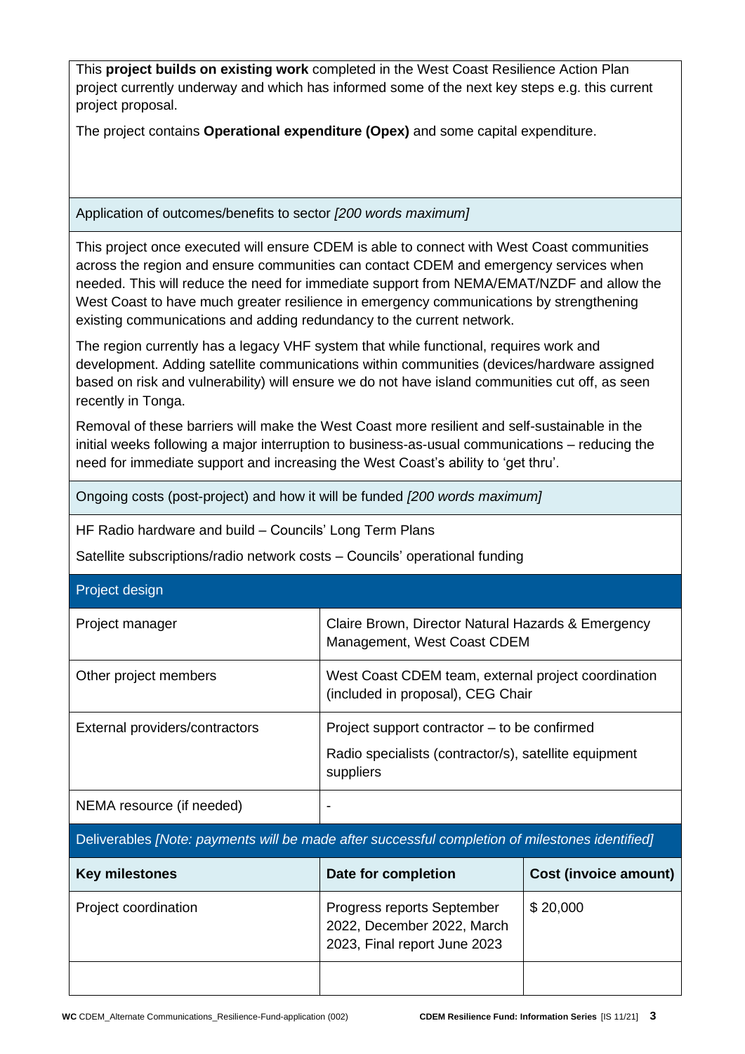This **project builds on existing work** completed in the West Coast Resilience Action Plan project currently underway and which has informed some of the next key steps e.g. this current project proposal.

The project contains **Operational expenditure (Opex)** and some capital expenditure.

Application of outcomes/benefits to sector *[200 words maximum]*

This project once executed will ensure CDEM is able to connect with West Coast communities across the region and ensure communities can contact CDEM and emergency services when needed. This will reduce the need for immediate support from NEMA/EMAT/NZDF and allow the West Coast to have much greater resilience in emergency communications by strengthening existing communications and adding redundancy to the current network.

The region currently has a legacy VHF system that while functional, requires work and development. Adding satellite communications within communities (devices/hardware assigned based on risk and vulnerability) will ensure we do not have island communities cut off, as seen recently in Tonga.

Removal of these barriers will make the West Coast more resilient and self-sustainable in the initial weeks following a major interruption to business-as-usual communications – reducing the need for immediate support and increasing the West Coast's ability to 'get thru'.

Ongoing costs (post-project) and how it will be funded *[200 words maximum]*

HF Radio hardware and build – Councils' Long Term Plans

Satellite subscriptions/radio network costs – Councils' operational funding

## Project design

| | |
|---|---|
| Project manager | Claire Brown, Director Natural Hazards & Emergency Management, West Coast CDEM |
| Other project members | West Coast CDEM team, external project coordination (included in proposal), CEG Chair |
| External providers/contractors | Project support contractor – to be confirmed<br>Radio specialists (contractor/s), satellite equipment suppliers |
| NEMA resource (if needed) | - |

## Deliverables *[Note: payments will be made after successful completion of milestones identified]*

| Key milestones | Date for completion | Cost (invoice amount) |
|---|---|---|
| Project coordination | Progress reports September 2022, December 2022, March 2023, Final report June 2023 | $ 20,000 |
| | | |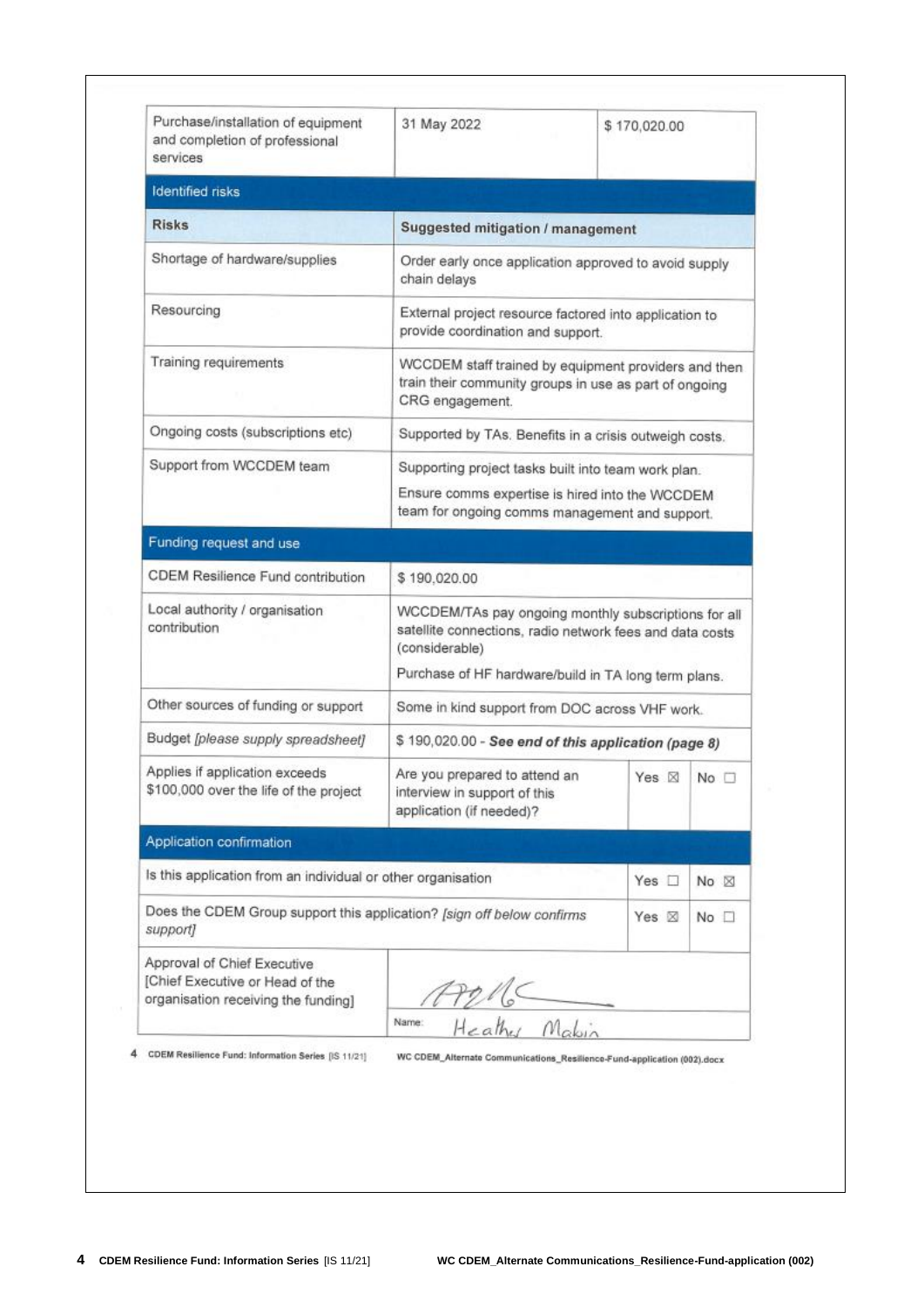| Purchase/installation of equipment and completion of professional services | 31 May 2022 | $ 170,020.00 |
|---|---|---|

| Identified risks | |
|---|---|
| **Risks** | **Suggested mitigation / management** |
| Shortage of hardware/supplies | Order early once application approved to avoid supply chain delays |
| Resourcing | External project resource factored into application to provide coordination and support. |
| Training requirements | WCCDEM staff trained by equipment providers and then train their community groups in use as part of ongoing CRG engagement. |
| Ongoing costs (subscriptions etc) | Supported by TAs. Benefits in a crisis outweigh costs. |
| Support from WCCDEM team | Supporting project tasks built into team work plan.<br>Ensure comms expertise is hired into the WCCDEM team for ongoing comms management and support. |

| Funding request and use | | | |
|---|---|---|---|
| CDEM Resilience Fund contribution | $ 190,020.00 | | |
| Local authority / organisation contribution | WCCDEM/TAs pay ongoing monthly subscriptions for all satellite connections, radio network fees and data costs (considerable)<br>Purchase of HF hardware/build in TA long term plans. | | |
| Other sources of funding or support | Some in kind support from DOC across VHF work. | | |
| Budget *[please supply spreadsheet]* | $ 190,020.00 - ***See end of this application (page 8)*** | | |
| Applies if application exceeds $100,000 over the life of the project | Are you prepared to attend an interview in support of this application (if needed)? | Yes ☒ | No ☐ |

| Application confirmation | | |
|---|---|---|
| Is this application from an individual or other organisation | Yes ☐ | No ☒ |
| Does the CDEM Group support this application? *[sign off below confirms support]* | Yes ☒ | No ☐ |

| Approval of Chief Executive<br>[Chief Executive or Head of the organisation receiving the funding] | [signature]<br>Name: Heather Mabin |
|---|---|

CDEM Resilience Fund: Information Series [IS 11/21] WC CDEM_Alternate Communications_Resilience-Fund-application (002).docx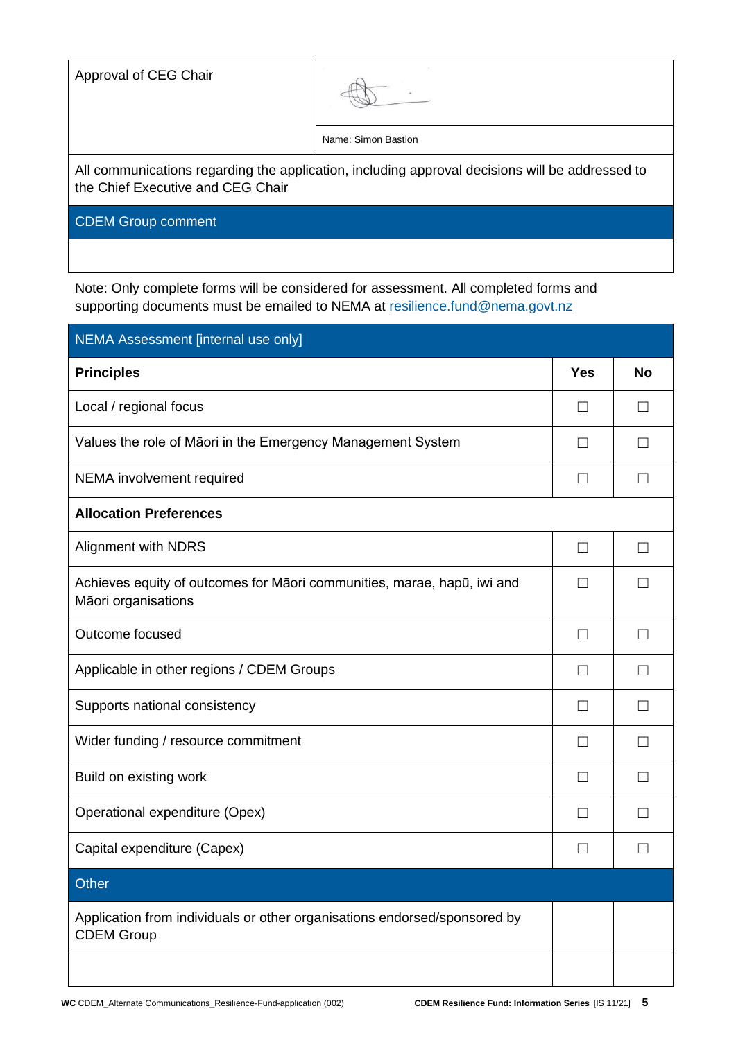| Approval of CEG Chair | Name: Simon Bastion |
|---|---|

All communications regarding the application, including approval decisions will be addressed to the Chief Executive and CEG Chair

| CDEM Group comment |
|---|
| |

Note: Only complete forms will be considered for assessment. All completed forms and supporting documents must be emailed to NEMA at resilience.fund@nema.govt.nz

| NEMA Assessment [internal use only] | | |
|---|---|---|
| **Principles** | **Yes** | **No** |
| Local / regional focus | ☐ | ☐ |
| Values the role of Māori in the Emergency Management System | ☐ | ☐ |
| NEMA involvement required | ☐ | ☐ |
| **Allocation Preferences** | | |
| Alignment with NDRS | ☐ | ☐ |
| Achieves equity of outcomes for Māori communities, marae, hapū, iwi and Māori organisations | ☐ | ☐ |
| Outcome focused | ☐ | ☐ |
| Applicable in other regions / CDEM Groups | ☐ | ☐ |
| Supports national consistency | ☐ | ☐ |
| Wider funding / resource commitment | ☐ | ☐ |
| Build on existing work | ☐ | ☐ |
| Operational expenditure (Opex) | ☐ | ☐ |
| Capital expenditure (Capex) | ☐ | ☐ |
| Other | | |
| Application from individuals or other organisations endorsed/sponsored by CDEM Group | | |
| | | |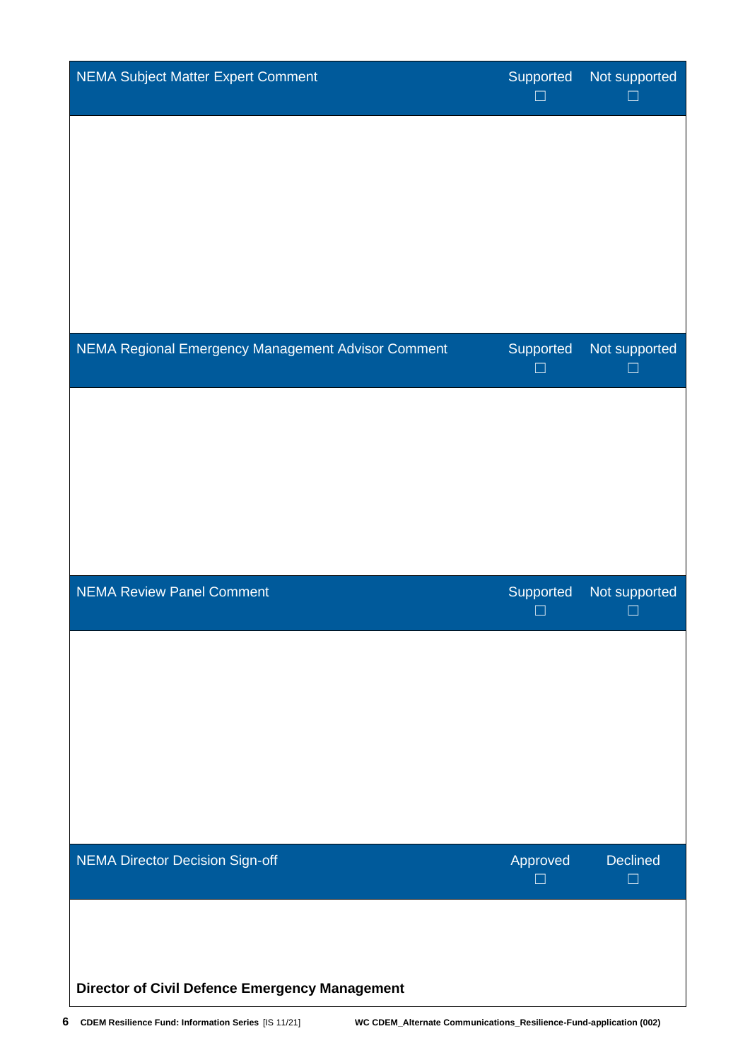| NEMA Subject Matter Expert Comment | Supported ☐ | Not supported ☐ |
|---|---|---|
| | | |

| NEMA Regional Emergency Management Advisor Comment | Supported ☐ | Not supported ☐ |
|---|---|---|
| | | |

| NEMA Review Panel Comment | Supported ☐ | Not supported ☐ |
|---|---|---|
| | | |

| NEMA Director Decision Sign-off | Approved ☐ | Declined ☐ |
|---|---|---|
| **Director of Civil Defence Emergency Management** | | |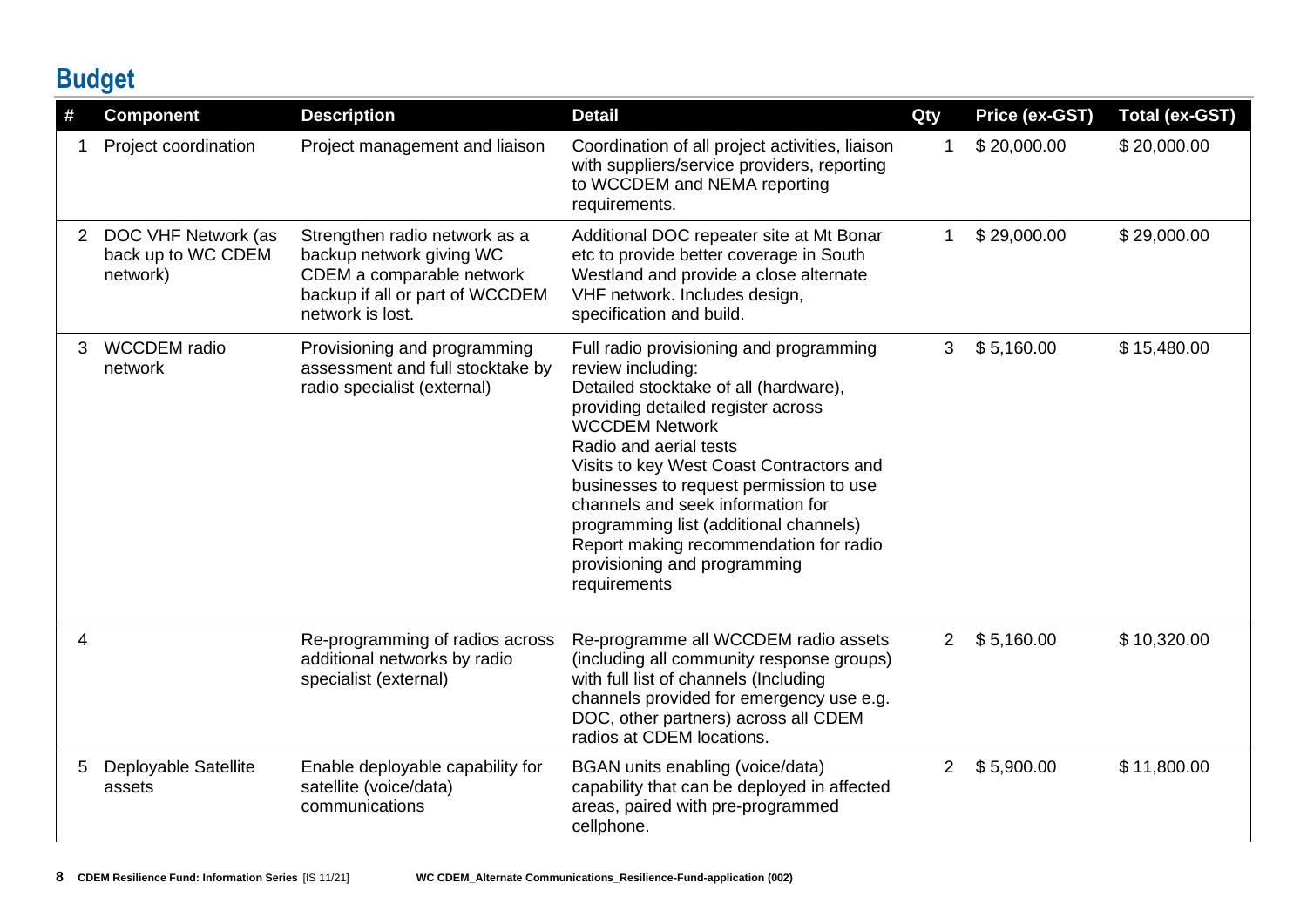## Budget

| # | Component | Description | Detail | Qty | Price (ex-GST) | Total (ex-GST) |
|---|---|---|---|---|---|---|
| 1 | Project coordination | Project management and liaison | Coordination of all project activities, liaison with suppliers/service providers, reporting to WCCDEM and NEMA reporting requirements. | 1 | $ 20,000.00 | $ 20,000.00 |
| 2 | DOC VHF Network (as back up to WC CDEM network) | Strengthen radio network as a backup network giving WC CDEM a comparable network backup if all or part of WCCDEM network is lost. | Additional DOC repeater site at Mt Bonar etc to provide better coverage in South Westland and provide a close alternate VHF network. Includes design, specification and build. | 1 | $ 29,000.00 | $ 29,000.00 |
| 3 | WCCDEM radio network | Provisioning and programming assessment and full stocktake by radio specialist (external) | Full radio provisioning and programming review including:<br>Detailed stocktake of all (hardware), providing detailed register across WCCDEM Network<br>Radio and aerial tests<br>Visits to key West Coast Contractors and businesses to request permission to use channels and seek information for programming list (additional channels)<br>Report making recommendation for radio provisioning and programming requirements | 3 | $ 5,160.00 | $ 15,480.00 |
| 4 | | Re-programming of radios across additional networks by radio specialist (external) | Re-programme all WCCDEM radio assets (including all community response groups) with full list of channels (Including channels provided for emergency use e.g. DOC, other partners) across all CDEM radios at CDEM locations. | 2 | $ 5,160.00 | $ 10,320.00 |
| 5 | Deployable Satellite assets | Enable deployable capability for satellite (voice/data) communications | BGAN units enabling (voice/data) capability that can be deployed in affected areas, paired with pre-programmed cellphone. | 2 | $ 5,900.00 | $ 11,800.00 |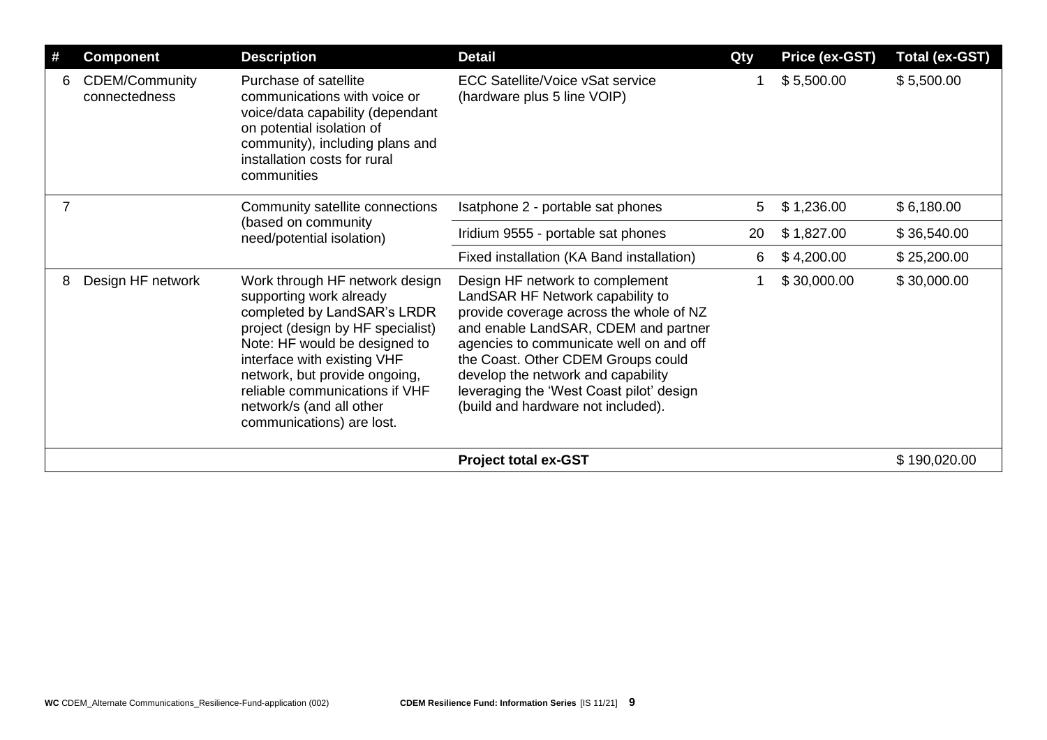| # | Component | Description | Detail | Qty | Price (ex-GST) | Total (ex-GST) |
|---|---|---|---|---|---|---|
| 6 | CDEM/Community connectedness | Purchase of satellite communications with voice or voice/data capability (dependant on potential isolation of community), including plans and installation costs for rural communities | ECC Satellite/Voice vSat service (hardware plus 5 line VOIP) | 1 | $ 5,500.00 | $ 5,500.00 |
| 7 | | Community satellite connections (based on community need/potential isolation) | Isatphone 2 - portable sat phones | 5 | $ 1,236.00 | $ 6,180.00 |
| | | | Iridium 9555 - portable sat phones | 20 | $ 1,827.00 | $ 36,540.00 |
| | | | Fixed installation (KA Band installation) | 6 | $ 4,200.00 | $ 25,200.00 |
| 8 | Design HF network | Work through HF network design supporting work already completed by LandSAR's LRDR project (design by HF specialist) Note: HF would be designed to interface with existing VHF network, but provide ongoing, reliable communications if VHF network/s (and all other communications) are lost. | Design HF network to complement LandSAR HF Network capability to provide coverage across the whole of NZ and enable LandSAR, CDEM and partner agencies to communicate well on and off the Coast. Other CDEM Groups could develop the network and capability leveraging the 'West Coast pilot' design (build and hardware not included). | 1 | $ 30,000.00 | $ 30,000.00 |
| | | | **Project total ex-GST** | | | $ 190,020.00 |